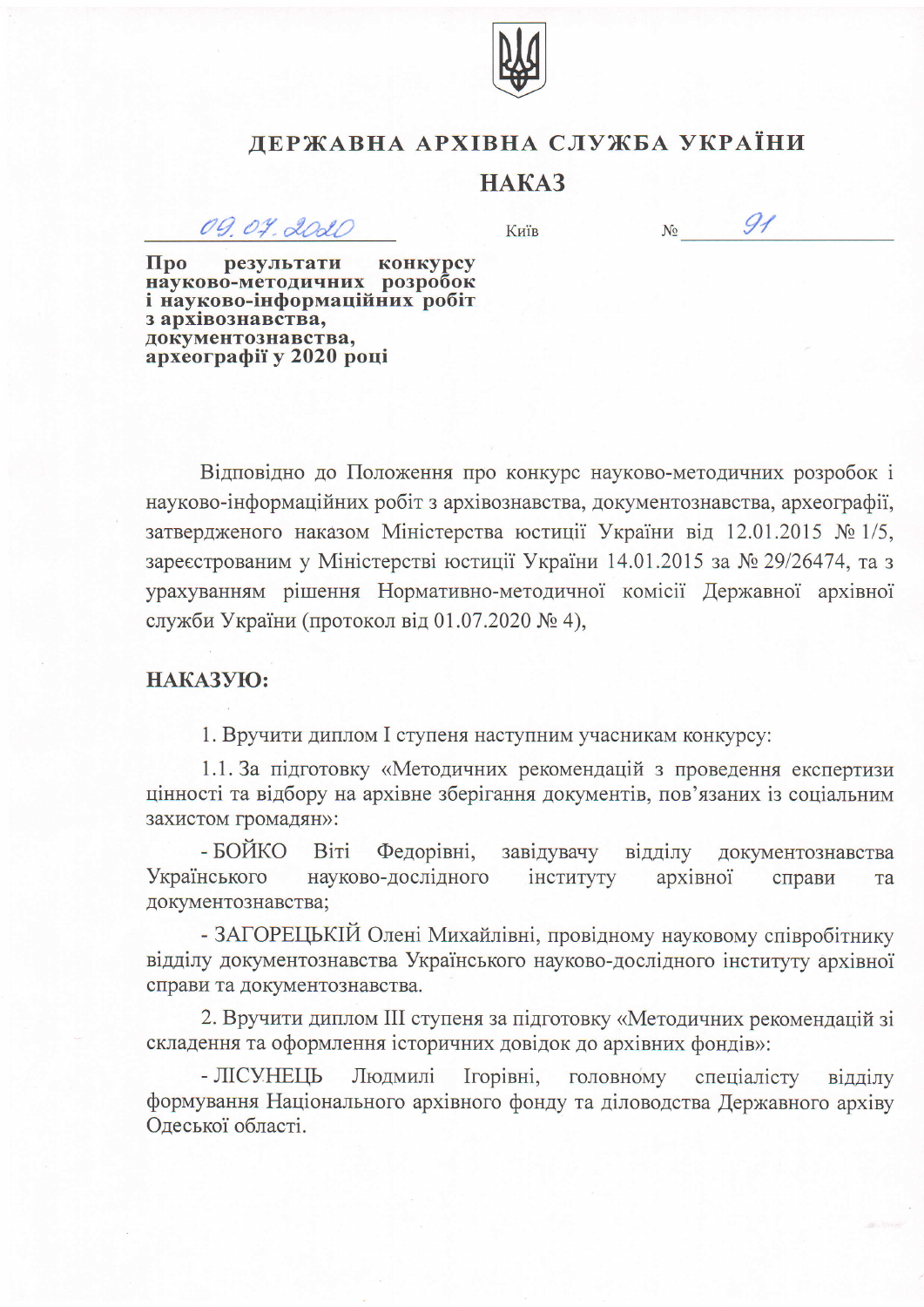# ДЕРЖАВНА АРХІВНА СЛУЖБА УКРАЇНИ

## НАКАЗ

09.07.2020 Київ № 91

**Про результати конкурсу науково-методичних розробок і науково-інформаційних робіт з архівознавства, документознавства, археографії у 2020 році**

Відповідно до Положення про конкурс науково-методичних розробок і науково-інформаційних робіт з архівознавства, документознавства, археографії, затвердженого наказом Міністерства юстиції України від 12.01.2015 № 1/5, зареєстрованим у Міністерстві юстиції України 14.01.2015 за № 29/26474, та з урахуванням рішення Нормативно-методичної комісії Державної архівної служби України (протокол від 01.07.2020 № 4),

**НАКАЗУЮ:**

1. Вручити диплом І ступеня наступним учасникам конкурсу:

1.1. За підготовку «Методичних рекомендацій з проведення експертизи цінності та відбору на архівне зберігання документів, пов'язаних із соціальним захистом громадян»:

- БОЙКО Віті Федорівні, завідувачу відділу документознавства Українського науково-дослідного інституту архівної справи та документознавства;

- ЗАГОРЕЦЬКІЙ Олені Михайлівні, провідному науковому співробітнику відділу документознавства Українського науково-дослідного інституту архівної справи та документознавства.

2. Вручити диплом ІІІ ступеня за підготовку «Методичних рекомендацій зі складення та оформлення історичних довідок до архівних фондів»:

- ЛІСУНЕЦЬ Людмилі Ігорівні, головному спеціалісту відділу формування Національного архівного фонду та діловодства Державного архіву Одеської області.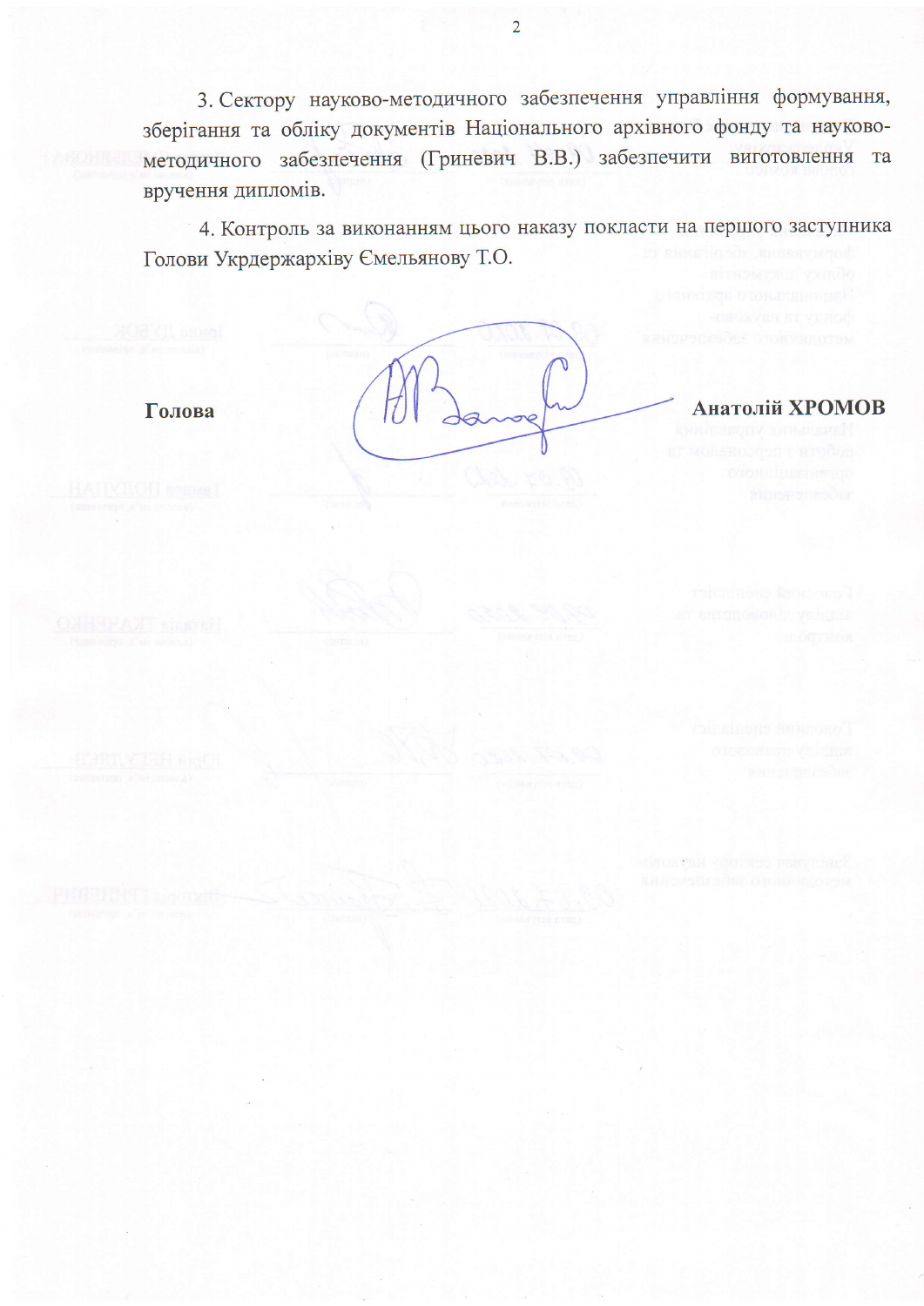3. Сектору науково-методичного забезпечення управління формування, зберігання та обліку документів Національного архівного фонду та науково-методичного забезпечення (Гриневич В.В.) забезпечити виготовлення та вручення дипломів.

4. Контроль за виконанням цього наказу покласти на першого заступника Голови Укрдержархіву Ємельянову Т.О.

Голова Анатолій ХРОМОВ